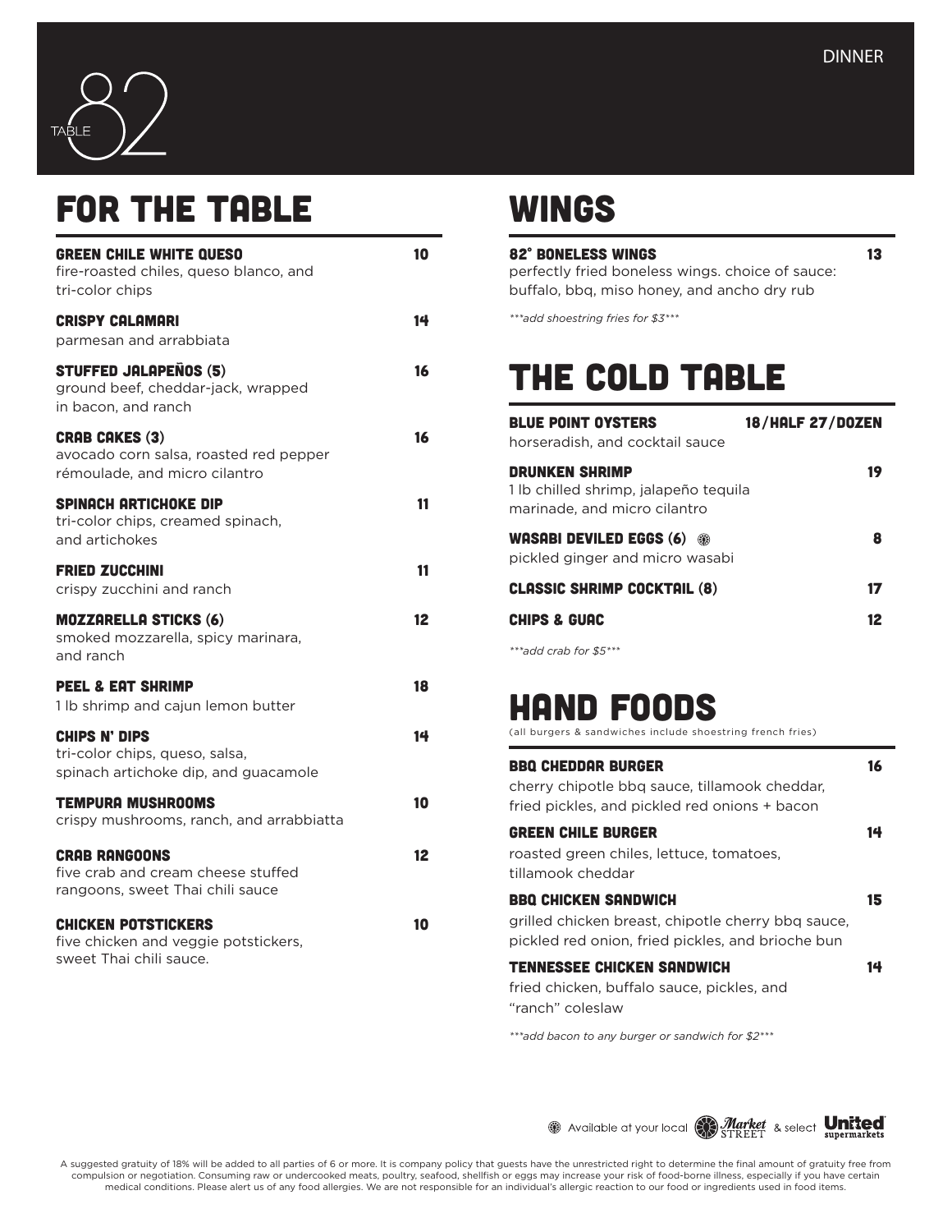TABLE 82

DINNER

## FOR THE TABLE

**GREEN CHILE WHITE QUESO** 10
fire-roasted chiles, queso blanco, and tri-color chips

**CRISPY CALAMARI** 14
parmesan and arrabbiata

**STUFFED JALAPEÑOS (5)** 16
ground beef, cheddar-jack, wrapped in bacon, and ranch

**CRAB CAKES (3)** 16
avocado corn salsa, roasted red pepper rémoulade, and micro cilantro

**SPINACH ARTICHOKE DIP** 11
tri-color chips, creamed spinach, and artichokes

**FRIED ZUCCHINI** 11
crispy zucchini and ranch

**MOZZARELLA STICKS (6)** 12
smoked mozzarella, spicy marinara, and ranch

**PEEL & EAT SHRIMP** 18
1 lb shrimp and cajun lemon butter

**CHIPS N' DIPS** 14
tri-color chips, queso, salsa, spinach artichoke dip, and guacamole

**TEMPURA MUSHROOMS** 10
crispy mushrooms, ranch, and arrabbiatta

**CRAB RANGOONS** 12
five crab and cream cheese stuffed rangoons, sweet Thai chili sauce

**CHICKEN POTSTICKERS** 10
five chicken and veggie potstickers, sweet Thai chili sauce.

## WINGS

**82° BONELESS WINGS** 13
perfectly fried boneless wings. choice of sauce: buffalo, bbq, miso honey, and ancho dry rub

*\*\*\*add shoestring fries for $3\*\*\**

## THE COLD TABLE

**BLUE POINT OYSTERS** 18/HALF 27/DOZEN
horseradish, and cocktail sauce

**DRUNKEN SHRIMP** 19
1 lb chilled shrimp, jalapeño tequila marinade, and micro cilantro

**WASABI DEVILED EGGS (6)** ⊛ 8
pickled ginger and micro wasabi

**CLASSIC SHRIMP COCKTAIL (8)** 17

**CHIPS & GUAC** 12

*\*\*\*add crab for $5\*\*\**

## HAND FOODS

(all burgers & sandwiches include shoestring french fries)

**BBQ CHEDDAR BURGER** 16
cherry chipotle bbq sauce, tillamook cheddar, fried pickles, and pickled red onions + bacon

**GREEN CHILE BURGER** 14
roasted green chiles, lettuce, tomatoes, tillamook cheddar

**BBQ CHICKEN SANDWICH** 15
grilled chicken breast, chipotle cherry bbq sauce, pickled red onion, fried pickles, and brioche bun

**TENNESSEE CHICKEN SANDWICH** 14
fried chicken, buffalo sauce, pickles, and "ranch" coleslaw

*\*\*\*add bacon to any burger or sandwich for $2\*\*\**

⊛ Available at your local Market Street & select United supermarkets

A suggested gratuity of 18% will be added to all parties of 6 or more. It is company policy that guests have the unrestricted right to determine the final amount of gratuity free from compulsion or negotiation. Consuming raw or undercooked meats, poultry, seafood, shellfish or eggs may increase your risk of food-borne illness, especially if you have certain medical conditions. Please alert us of any food allergies. We are not responsible for an individual's allergic reaction to our food or ingredients used in food items.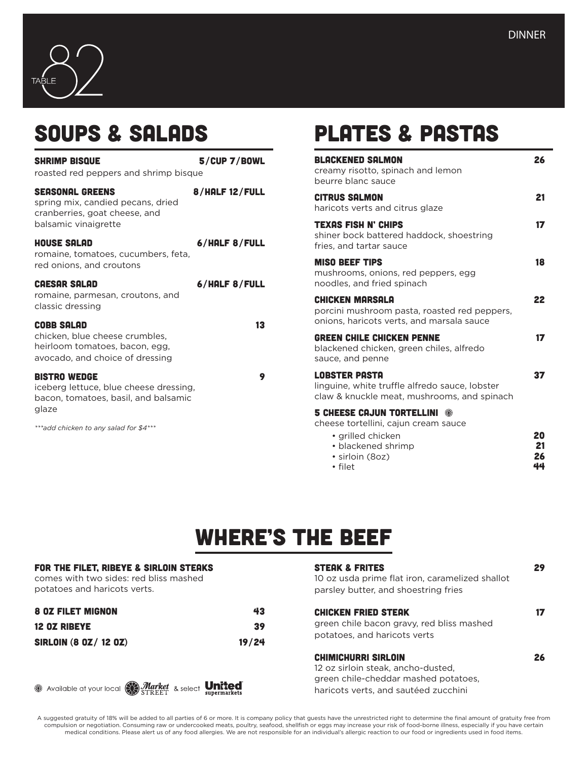TABLE 82

DINNER

## SOUPS & SALADS

**SHRIMP BISQUE** 5/CUP 7/BOWL
roasted red peppers and shrimp bisque

**SEASONAL GREENS** 8/HALF 12/FULL
spring mix, candied pecans, dried cranberries, goat cheese, and balsamic vinaigrette

**HOUSE SALAD** 6/HALF 8/FULL
romaine, tomatoes, cucumbers, feta, red onions, and croutons

**CAESAR SALAD** 6/HALF 8/FULL
romaine, parmesan, croutons, and classic dressing

**COBB SALAD** 13
chicken, blue cheese crumbles, heirloom tomatoes, bacon, egg, avocado, and choice of dressing

**BISTRO WEDGE** 9
iceberg lettuce, blue cheese dressing, bacon, tomatoes, basil, and balsamic glaze

*\*\*\*add chicken to any salad for $4\*\*\**

## PLATES & PASTAS

**BLACKENED SALMON** 26
creamy risotto, spinach and lemon beurre blanc sauce

**CITRUS SALMON** 21
haricots verts and citrus glaze

**TEXAS FISH N' CHIPS** 17
shiner bock battered haddock, shoestring fries, and tartar sauce

**MISO BEEF TIPS** 18
mushrooms, onions, red peppers, egg noodles, and fried spinach

**CHICKEN MARSALA** 22
porcini mushroom pasta, roasted red peppers, onions, haricots verts, and marsala sauce

**GREEN CHILE CHICKEN PENNE** 17
blackened chicken, green chiles, alfredo sauce, and penne

**LOBSTER PASTA** 37
linguine, white truffle alfredo sauce, lobster claw & knuckle meat, mushrooms, and spinach

**5 CHEESE CAJUN TORTELLINI** ⊛
cheese tortellini, cajun cream sauce

- grilled chicken 20
- blackened shrimp 21
- sirloin (8oz) 26
- filet 44

## WHERE'S THE BEEF

**FOR THE FILET, RIBEYE & SIRLOIN STEAKS**
comes with two sides: red bliss mashed potatoes and haricots verts.

**8 OZ FILET MIGNON** 43

**12 OZ RIBEYE** 39

**SIRLOIN (8 OZ/ 12 OZ)** 19/24

**STEAK & FRITES** 29
10 oz usda prime flat iron, caramelized shallot parsley butter, and shoestring fries

**CHICKEN FRIED STEAK** 17
green chile bacon gravy, red bliss mashed potatoes, and haricots verts

**CHIMICHURRI SIRLOIN** 26
12 oz sirloin steak, ancho-dusted, green chile-cheddar mashed potatoes, haricots verts, and sautéed zucchini

⊛ Available at your local Market Street & select United supermarkets

A suggested gratuity of 18% will be added to all parties of 6 or more. It is company policy that guests have the unrestricted right to determine the final amount of gratuity free from compulsion or negotiation. Consuming raw or undercooked meats, poultry, seafood, shellfish or eggs may increase your risk of food-borne illness, especially if you have certain medical conditions. Please alert us of any food allergies. We are not responsible for an individual's allergic reaction to our food or ingredients used in food items.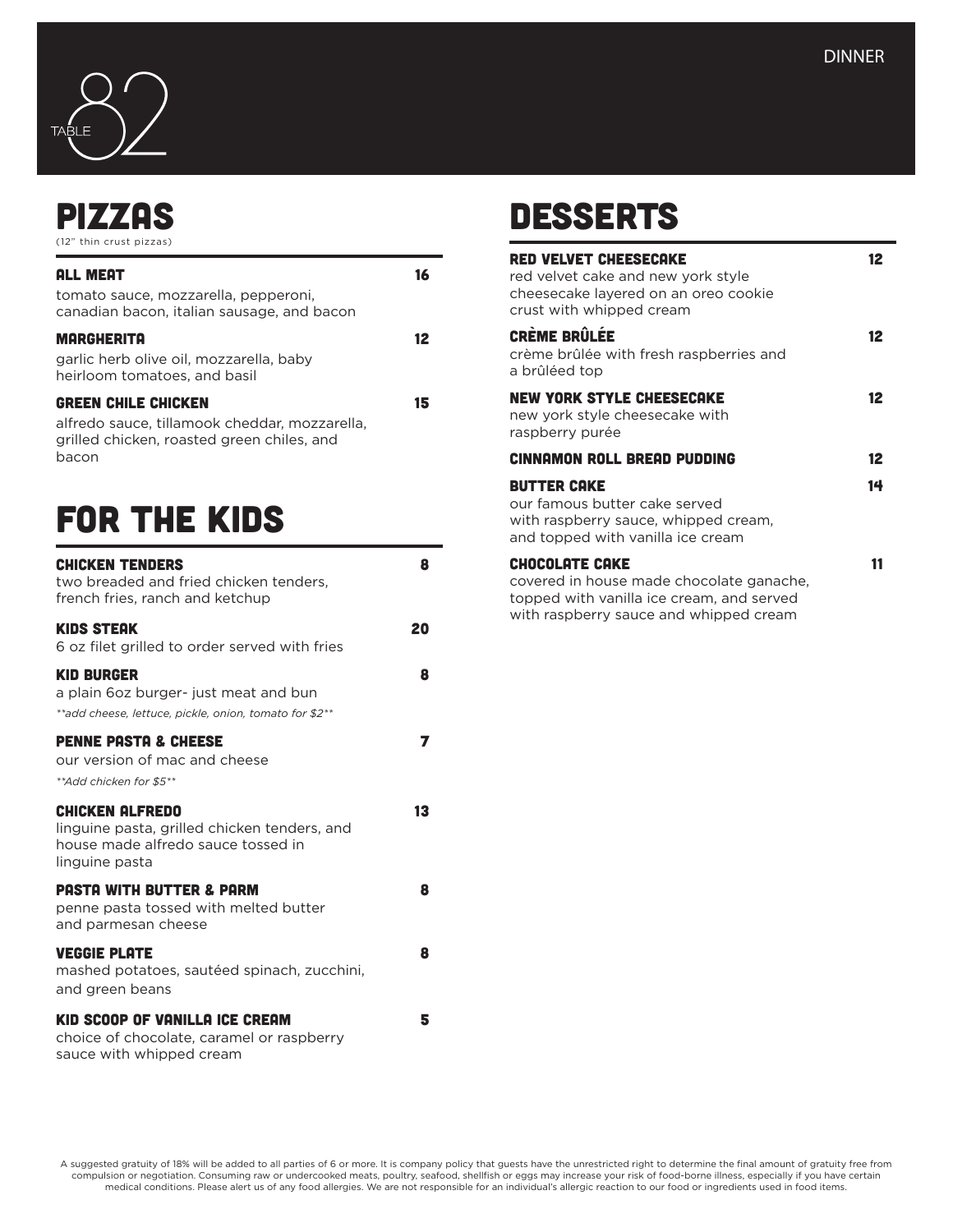TABLE 82

DINNER

# PIZZAS

(12" thin crust pizzas)

**ALL MEAT** 16
tomato sauce, mozzarella, pepperoni, canadian bacon, italian sausage, and bacon

**MARGHERITA** 12
garlic herb olive oil, mozzarella, baby heirloom tomatoes, and basil

**GREEN CHILE CHICKEN** 15
alfredo sauce, tillamook cheddar, mozzarella, grilled chicken, roasted green chiles, and bacon

# FOR THE KIDS

**CHICKEN TENDERS** 8
two breaded and fried chicken tenders, french fries, ranch and ketchup

**KIDS STEAK** 20
6 oz filet grilled to order served with fries

**KID BURGER** 8
a plain 6oz burger- just meat and bun
*\*\*add cheese, lettuce, pickle, onion, tomato for $2\*\**

**PENNE PASTA & CHEESE** 7
our version of mac and cheese
*\*\*Add chicken for $5\*\**

**CHICKEN ALFREDO** 13
linguine pasta, grilled chicken tenders, and house made alfredo sauce tossed in linguine pasta

**PASTA WITH BUTTER & PARM** 8
penne pasta tossed with melted butter and parmesan cheese

**VEGGIE PLATE** 8
mashed potatoes, sautéed spinach, zucchini, and green beans

**KID SCOOP OF VANILLA ICE CREAM** 5
choice of chocolate, caramel or raspberry sauce with whipped cream

# DESSERTS

**RED VELVET CHEESECAKE** 12
red velvet cake and new york style cheesecake layered on an oreo cookie crust with whipped cream

**CRÈME BRÛLÉE** 12
crème brûlée with fresh raspberries and a brûléed top

**NEW YORK STYLE CHEESECAKE** 12
new york style cheesecake with raspberry purée

**CINNAMON ROLL BREAD PUDDING** 12

**BUTTER CAKE** 14
our famous butter cake served with raspberry sauce, whipped cream, and topped with vanilla ice cream

**CHOCOLATE CAKE** 11
covered in house made chocolate ganache, topped with vanilla ice cream, and served with raspberry sauce and whipped cream

A suggested gratuity of 18% will be added to all parties of 6 or more. It is company policy that guests have the unrestricted right to determine the final amount of gratuity free from compulsion or negotiation. Consuming raw or undercooked meats, poultry, seafood, shellfish or eggs may increase your risk of food-borne illness, especially if you have certain medical conditions. Please alert us of any food allergies. We are not responsible for an individual's allergic reaction to our food or ingredients used in food items.